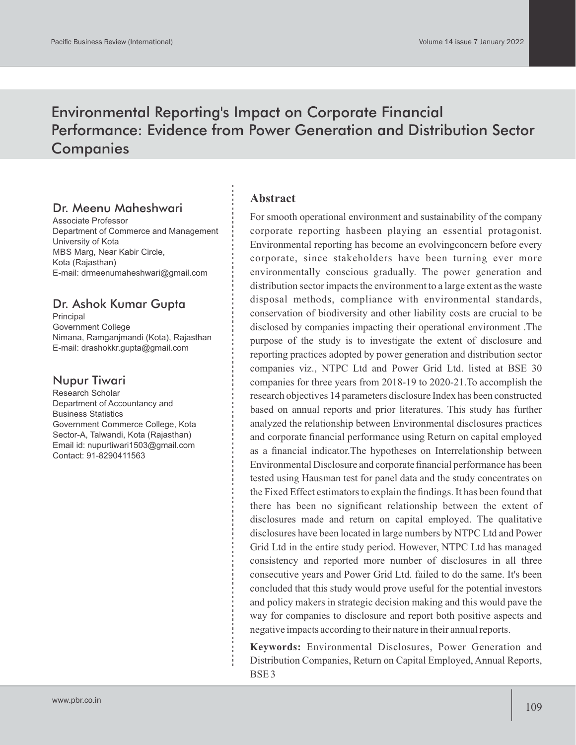# Environmental Reporting's Impact on Corporate Financial Performance: Evidence from Power Generation and Distribution Sector Companies

## Dr. Meenu Maheshwari

Associate Professor
Department of Commerce and Management
University of Kota
MBS Marg, Near Kabir Circle,
Kota (Rajasthan)
E-mail: drmeenumaheshwari@gmail.com

## Dr. Ashok Kumar Gupta

Principal
Government College
Nimana, Ramganjmandi (Kota), Rajasthan
E-mail: drashokkr.gupta@gmail.com

## Nupur Tiwari

Research Scholar
Department of Accountancy and Business Statistics
Government Commerce College, Kota
Sector-A, Talwandi, Kota (Rajasthan)
Email id: nupurtiwari1503@gmail.com
Contact: 91-8290411563

## Abstract

For smooth operational environment and sustainability of the company corporate reporting hasbeen playing an essential protagonist. Environmental reporting has become an evolvingconcern before every corporate, since stakeholders have been turning ever more environmentally conscious gradually. The power generation and distribution sector impacts the environment to a large extent as the waste disposal methods, compliance with environmental standards, conservation of biodiversity and other liability costs are crucial to be disclosed by companies impacting their operational environment .The purpose of the study is to investigate the extent of disclosure and reporting practices adopted by power generation and distribution sector companies viz., NTPC Ltd and Power Grid Ltd. listed at BSE 30 companies for three years from 2018-19 to 2020-21.To accomplish the research objectives 14 parameters disclosure Index has been constructed based on annual reports and prior literatures. This study has further analyzed the relationship between Environmental disclosures practices and corporate financial performance using Return on capital employed as a financial indicator.The hypotheses on Interrelationship between Environmental Disclosure and corporate financial performance has been tested using Hausman test for panel data and the study concentrates on the Fixed Effect estimators to explain the findings. It has been found that there has been no significant relationship between the extent of disclosures made and return on capital employed. The qualitative disclosures have been located in large numbers by NTPC Ltd and Power Grid Ltd in the entire study period. However, NTPC Ltd has managed consistency and reported more number of disclosures in all three consecutive years and Power Grid Ltd. failed to do the same. It's been concluded that this study would prove useful for the potential investors and policy makers in strategic decision making and this would pave the way for companies to disclosure and report both positive aspects and negative impacts according to their nature in their annual reports.

**Keywords:** Environmental Disclosures, Power Generation and Distribution Companies, Return on Capital Employed, Annual Reports, BSE 3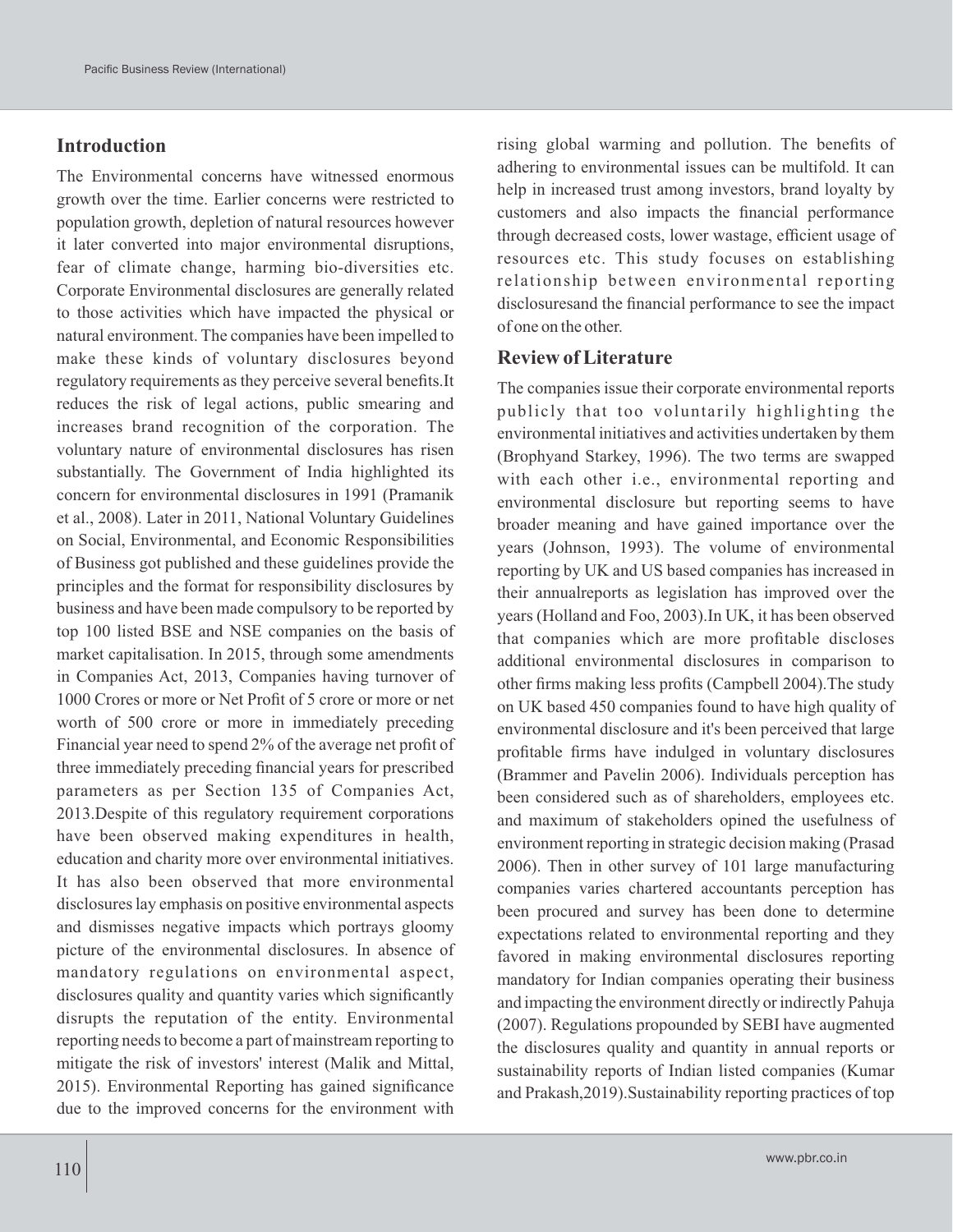## Introduction

The Environmental concerns have witnessed enormous growth over the time. Earlier concerns were restricted to population growth, depletion of natural resources however it later converted into major environmental disruptions, fear of climate change, harming bio-diversities etc. Corporate Environmental disclosures are generally related to those activities which have impacted the physical or natural environment. The companies have been impelled to make these kinds of voluntary disclosures beyond regulatory requirements as they perceive several benefits.It reduces the risk of legal actions, public smearing and increases brand recognition of the corporation. The voluntary nature of environmental disclosures has risen substantially. The Government of India highlighted its concern for environmental disclosures in 1991 (Pramanik et al., 2008). Later in 2011, National Voluntary Guidelines on Social, Environmental, and Economic Responsibilities of Business got published and these guidelines provide the principles and the format for responsibility disclosures by business and have been made compulsory to be reported by top 100 listed BSE and NSE companies on the basis of market capitalisation. In 2015, through some amendments in Companies Act, 2013, Companies having turnover of 1000 Crores or more or Net Profit of 5 crore or more or net worth of 500 crore or more in immediately preceding Financial year need to spend 2% of the average net profit of three immediately preceding financial years for prescribed parameters as per Section 135 of Companies Act, 2013.Despite of this regulatory requirement corporations have been observed making expenditures in health, education and charity more over environmental initiatives. It has also been observed that more environmental disclosures lay emphasis on positive environmental aspects and dismisses negative impacts which portrays gloomy picture of the environmental disclosures. In absence of mandatory regulations on environmental aspect, disclosures quality and quantity varies which significantly disrupts the reputation of the entity. Environmental reporting needs to become a part of mainstream reporting to mitigate the risk of investors' interest (Malik and Mittal, 2015). Environmental Reporting has gained significance due to the improved concerns for the environment with rising global warming and pollution. The benefits of adhering to environmental issues can be multifold. It can help in increased trust among investors, brand loyalty by customers and also impacts the financial performance through decreased costs, lower wastage, efficient usage of resources etc. This study focuses on establishing relationship between environmental reporting disclosuresand the financial performance to see the impact of one on the other.

## Review of Literature

The companies issue their corporate environmental reports publicly that too voluntarily highlighting the environmental initiatives and activities undertaken by them (Brophyand Starkey, 1996). The two terms are swapped with each other i.e., environmental reporting and environmental disclosure but reporting seems to have broader meaning and have gained importance over the years (Johnson, 1993). The volume of environmental reporting by UK and US based companies has increased in their annualreports as legislation has improved over the years (Holland and Foo, 2003).In UK, it has been observed that companies which are more profitable discloses additional environmental disclosures in comparison to other firms making less profits (Campbell 2004).The study on UK based 450 companies found to have high quality of environmental disclosure and it's been perceived that large profitable firms have indulged in voluntary disclosures (Brammer and Pavelin 2006). Individuals perception has been considered such as of shareholders, employees etc. and maximum of stakeholders opined the usefulness of environment reporting in strategic decision making (Prasad 2006). Then in other survey of 101 large manufacturing companies varies chartered accountants perception has been procured and survey has been done to determine expectations related to environmental reporting and they favored in making environmental disclosures reporting mandatory for Indian companies operating their business and impacting the environment directly or indirectly Pahuja (2007). Regulations propounded by SEBI have augmented the disclosures quality and quantity in annual reports or sustainability reports of Indian listed companies (Kumar and Prakash,2019).Sustainability reporting practices of top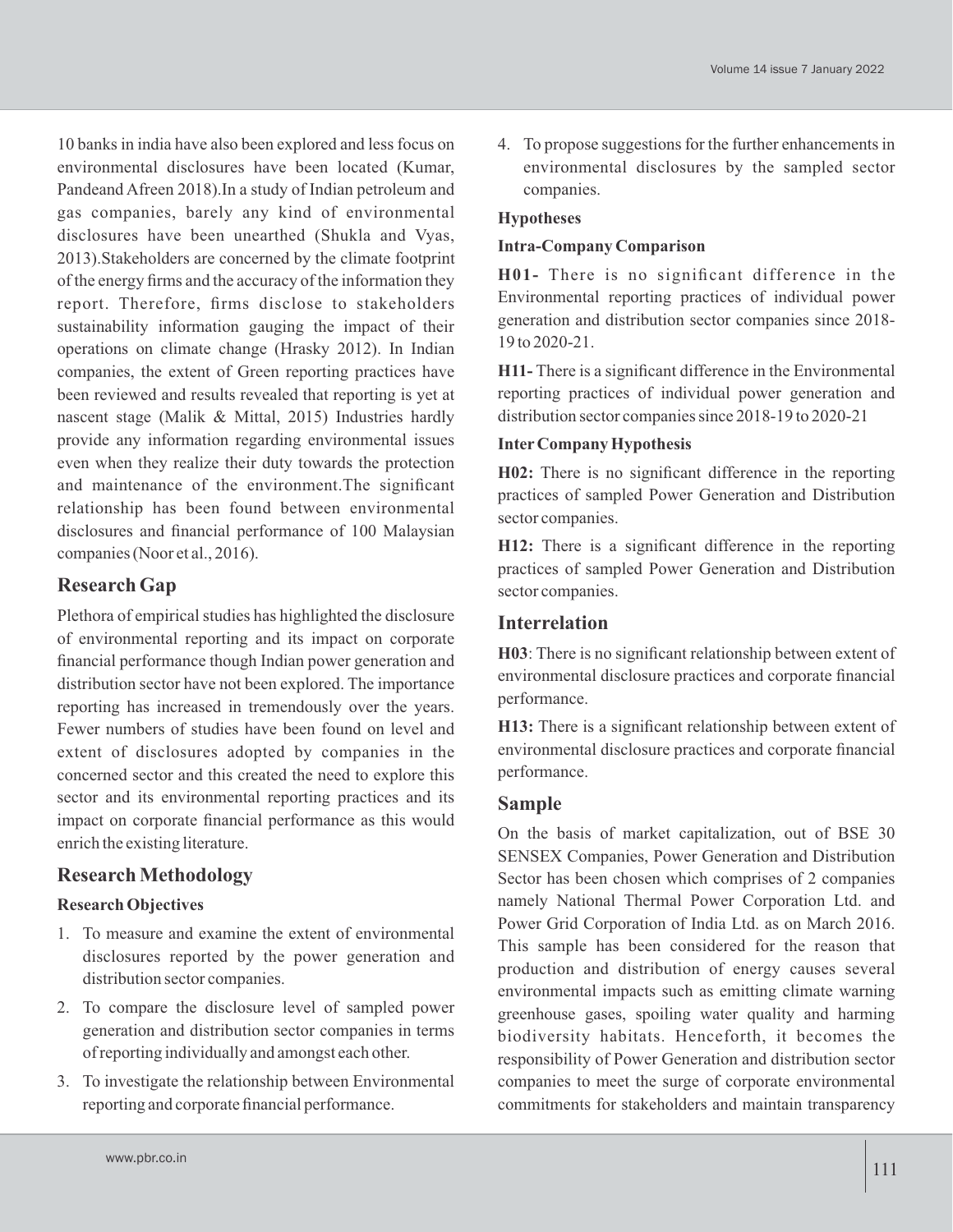10 banks in india have also been explored and less focus on environmental disclosures have been located (Kumar, Pandeand Afreen 2018).In a study of Indian petroleum and gas companies, barely any kind of environmental disclosures have been unearthed (Shukla and Vyas, 2013).Stakeholders are concerned by the climate footprint of the energy firms and the accuracy of the information they report. Therefore, firms disclose to stakeholders sustainability information gauging the impact of their operations on climate change (Hrasky 2012). In Indian companies, the extent of Green reporting practices have been reviewed and results revealed that reporting is yet at nascent stage (Malik & Mittal, 2015) Industries hardly provide any information regarding environmental issues even when they realize their duty towards the protection and maintenance of the environment.The significant relationship has been found between environmental disclosures and financial performance of 100 Malaysian companies (Noor et al., 2016).

## Research Gap

Plethora of empirical studies has highlighted the disclosure of environmental reporting and its impact on corporate financial performance though Indian power generation and distribution sector have not been explored. The importance reporting has increased in tremendously over the years. Fewer numbers of studies have been found on level and extent of disclosures adopted by companies in the concerned sector and this created the need to explore this sector and its environmental reporting practices and its impact on corporate financial performance as this would enrich the existing literature.

## Research Methodology

### Research Objectives

1. To measure and examine the extent of environmental disclosures reported by the power generation and distribution sector companies.
2. To compare the disclosure level of sampled power generation and distribution sector companies in terms of reporting individually and amongst each other.
3. To investigate the relationship between Environmental reporting and corporate financial performance.
4. To propose suggestions for the further enhancements in environmental disclosures by the sampled sector companies.

### Hypotheses

#### Intra-Company Comparison

**H01-** There is no significant difference in the Environmental reporting practices of individual power generation and distribution sector companies since 2018-19 to 2020-21.

**H11-** There is a significant difference in the Environmental reporting practices of individual power generation and distribution sector companies since 2018-19 to 2020-21

#### Inter Company Hypothesis

**H02:** There is no significant difference in the reporting practices of sampled Power Generation and Distribution sector companies.

**H12:** There is a significant difference in the reporting practices of sampled Power Generation and Distribution sector companies.

## Interrelation

**H03**: There is no significant relationship between extent of environmental disclosure practices and corporate financial performance.

**H13:** There is a significant relationship between extent of environmental disclosure practices and corporate financial performance.

## Sample

On the basis of market capitalization, out of BSE 30 SENSEX Companies, Power Generation and Distribution Sector has been chosen which comprises of 2 companies namely National Thermal Power Corporation Ltd. and Power Grid Corporation of India Ltd. as on March 2016. This sample has been considered for the reason that production and distribution of energy causes several environmental impacts such as emitting climate warning greenhouse gases, spoiling water quality and harming biodiversity habitats. Henceforth, it becomes the responsibility of Power Generation and distribution sector companies to meet the surge of corporate environmental commitments for stakeholders and maintain transparency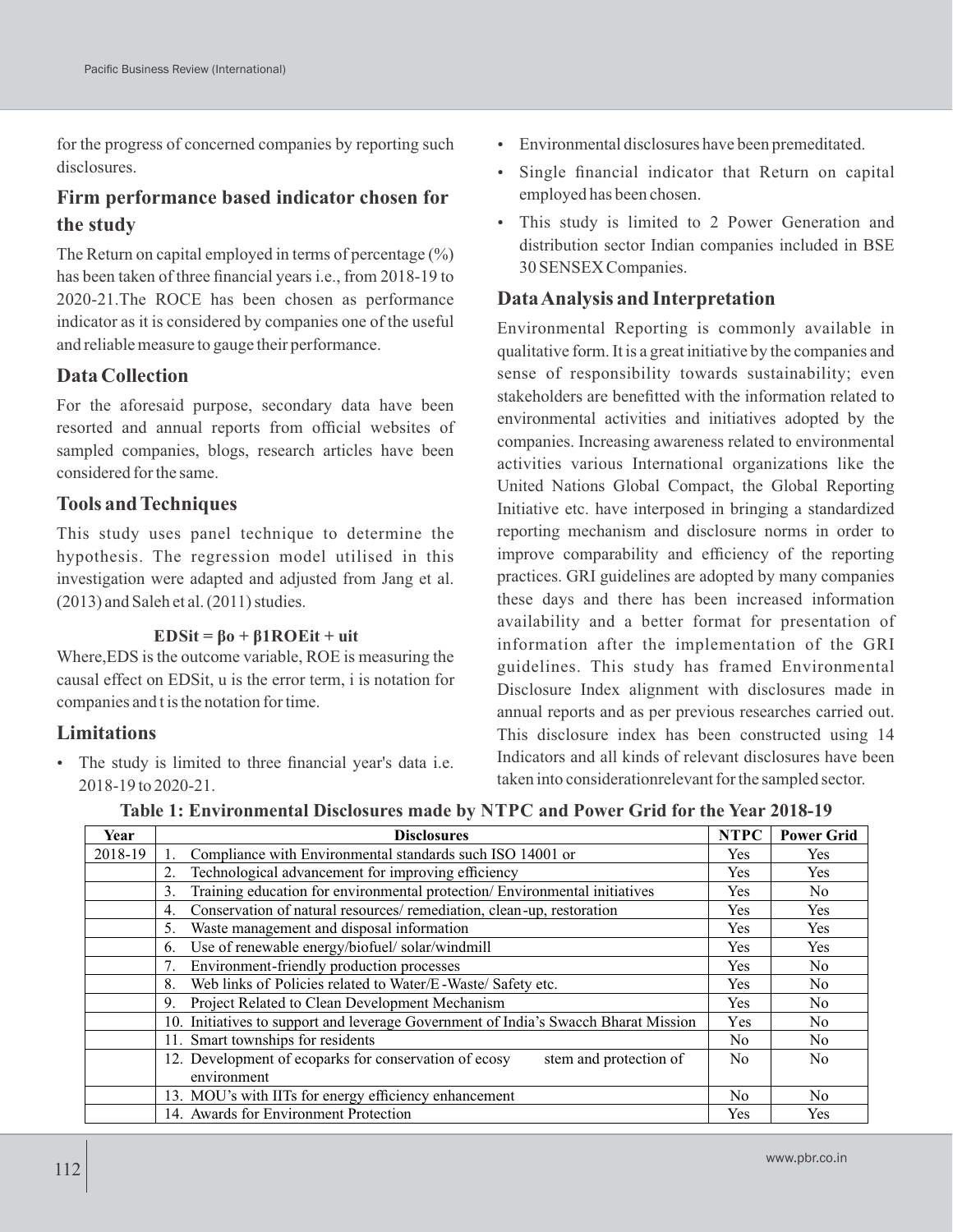for the progress of concerned companies by reporting such disclosures.

## Firm performance based indicator chosen for the study

The Return on capital employed in terms of percentage (%) has been taken of three financial years i.e., from 2018-19 to 2020-21.The ROCE has been chosen as performance indicator as it is considered by companies one of the useful and reliable measure to gauge their performance.

## Data Collection

For the aforesaid purpose, secondary data have been resorted and annual reports from official websites of sampled companies, blogs, research articles have been considered for the same.

## Tools and Techniques

This study uses panel technique to determine the hypothesis. The regression model utilised in this investigation were adapted and adjusted from Jang et al. (2013) and Saleh et al. (2011) studies.

$$EDS_{it} = \beta_o + \beta_1 ROE_{it} + u_{it}$$

Where,EDS is the outcome variable, ROE is measuring the causal effect on $EDS_{it}$, u is the error term, i is notation for companies and t is the notation for time.

## Limitations

- The study is limited to three financial year's data i.e. 2018-19 to 2020-21.
- Environmental disclosures have been premeditated.
- Single financial indicator that Return on capital employed has been chosen.
- This study is limited to 2 Power Generation and distribution sector Indian companies included in BSE 30 SENSEX Companies.

## Data Analysis and Interpretation

Environmental Reporting is commonly available in qualitative form. It is a great initiative by the companies and sense of responsibility towards sustainability; even stakeholders are benefitted with the information related to environmental activities and initiatives adopted by the companies. Increasing awareness related to environmental activities various International organizations like the United Nations Global Compact, the Global Reporting Initiative etc. have interposed in bringing a standardized reporting mechanism and disclosure norms in order to improve comparability and efficiency of the reporting practices. GRI guidelines are adopted by many companies these days and there has been increased information availability and a better format for presentation of information after the implementation of the GRI guidelines. This study has framed Environmental Disclosure Index alignment with disclosures made in annual reports and as per previous researches carried out. This disclosure index has been constructed using 14 Indicators and all kinds of relevant disclosures have been taken into considerationrelevant for the sampled sector.

**Table 1: Environmental Disclosures made by NTPC and Power Grid for the Year 2018-19**

| Year | Disclosures | NTPC | Power Grid |
|---|---|---|---|
| 2018-19 | 1. Compliance with Environmental standards such ISO 14001 or | Yes | Yes |
| | 2. Technological advancement for improving efficiency | Yes | Yes |
| | 3. Training education for environmental protection/ Environmental initiatives | Yes | No |
| | 4. Conservation of natural resources/ remediation, clean-up, restoration | Yes | Yes |
| | 5. Waste management and disposal information | Yes | Yes |
| | 6. Use of renewable energy/biofuel/ solar/windmill | Yes | Yes |
| | 7. Environment-friendly production processes | Yes | No |
| | 8. Web links of Policies related to Water/E-Waste/ Safety etc. | Yes | No |
| | 9. Project Related to Clean Development Mechanism | Yes | No |
| | 10. Initiatives to support and leverage Government of India's Swacch Bharat Mission | Yes | No |
| | 11. Smart townships for residents | No | No |
| | 12. Development of ecoparks for conservation of ecosy stem and protection of environment | No | No |
| | 13. MOU's with IITs for energy efficiency enhancement | No | No |
| | 14. Awards for Environment Protection | Yes | Yes |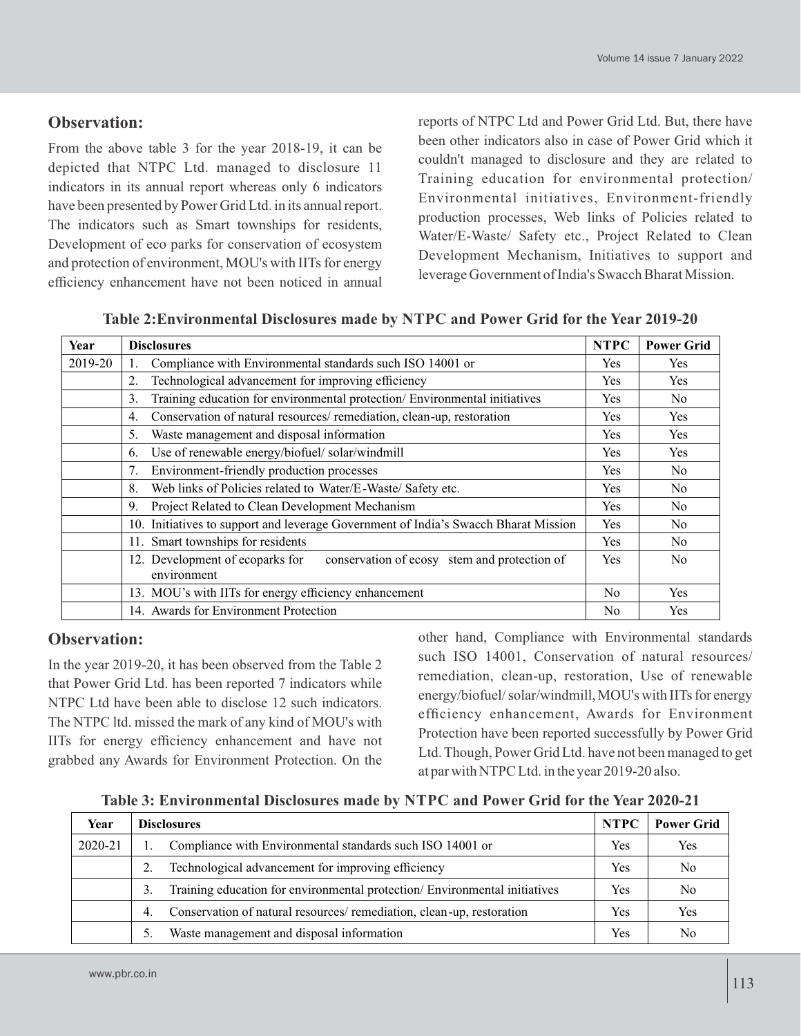## Observation:

From the above table 3 for the year 2018-19, it can be depicted that NTPC Ltd. managed to disclosure 11 indicators in its annual report whereas only 6 indicators have been presented by Power Grid Ltd. in its annual report. The indicators such as Smart townships for residents, Development of eco parks for conservation of ecosystem and protection of environment, MOU's with IITs for energy efficiency enhancement have not been noticed in annual reports of NTPC Ltd and Power Grid Ltd. But, there have been other indicators also in case of Power Grid which it couldn't managed to disclosure and they are related to Training education for environmental protection/ Environmental initiatives, Environment-friendly production processes, Web links of Policies related to Water/E-Waste/ Safety etc., Project Related to Clean Development Mechanism, Initiatives to support and leverage Government of India's Swacch Bharat Mission.

**Table 2:Environmental Disclosures made by NTPC and Power Grid for the Year 2019-20**

| Year | Disclosures | NTPC | Power Grid |
|---|---|---|---|
| 2019-20 | 1. Compliance with Environmental standards such ISO 14001 or | Yes | Yes |
| | 2. Technological advancement for improving efficiency | Yes | Yes |
| | 3. Training education for environmental protection/ Environmental initiatives | Yes | No |
| | 4. Conservation of natural resources/ remediation, clean-up, restoration | Yes | Yes |
| | 5. Waste management and disposal information | Yes | Yes |
| | 6. Use of renewable energy/biofuel/ solar/windmill | Yes | Yes |
| | 7. Environment-friendly production processes | Yes | No |
| | 8. Web links of Policies related to Water/E-Waste/ Safety etc. | Yes | No |
| | 9. Project Related to Clean Development Mechanism | Yes | No |
| | 10. Initiatives to support and leverage Government of India's Swacch Bharat Mission | Yes | No |
| | 11. Smart townships for residents | Yes | No |
| | 12. Development of ecoparks for conservation of ecosy stem and protection of environment | Yes | No |
| | 13. MOU's with IITs for energy efficiency enhancement | No | Yes |
| | 14. Awards for Environment Protection | No | Yes |

## Observation:

In the year 2019-20, it has been observed from the Table 2 that Power Grid Ltd. has been reported 7 indicators while NTPC Ltd have been able to disclose 12 such indicators. The NTPC ltd. missed the mark of any kind of MOU's with IITs for energy efficiency enhancement and have not grabbed any Awards for Environment Protection. On the other hand, Compliance with Environmental standards such ISO 14001, Conservation of natural resources/ remediation, clean-up, restoration, Use of renewable energy/biofuel/ solar/windmill, MOU's with IITs for energy efficiency enhancement, Awards for Environment Protection have been reported successfully by Power Grid Ltd. Though, Power Grid Ltd. have not been managed to get at par with NTPC Ltd. in the year 2019-20 also.

**Table 3: Environmental Disclosures made by NTPC and Power Grid for the Year 2020-21**

| Year | Disclosures | NTPC | Power Grid |
|---|---|---|---|
| 2020-21 | 1. Compliance with Environmental standards such ISO 14001 or | Yes | Yes |
| | 2. Technological advancement for improving efficiency | Yes | No |
| | 3. Training education for environmental protection/ Environmental initiatives | Yes | No |
| | 4. Conservation of natural resources/ remediation, clean-up, restoration | Yes | Yes |
| | 5. Waste management and disposal information | Yes | No |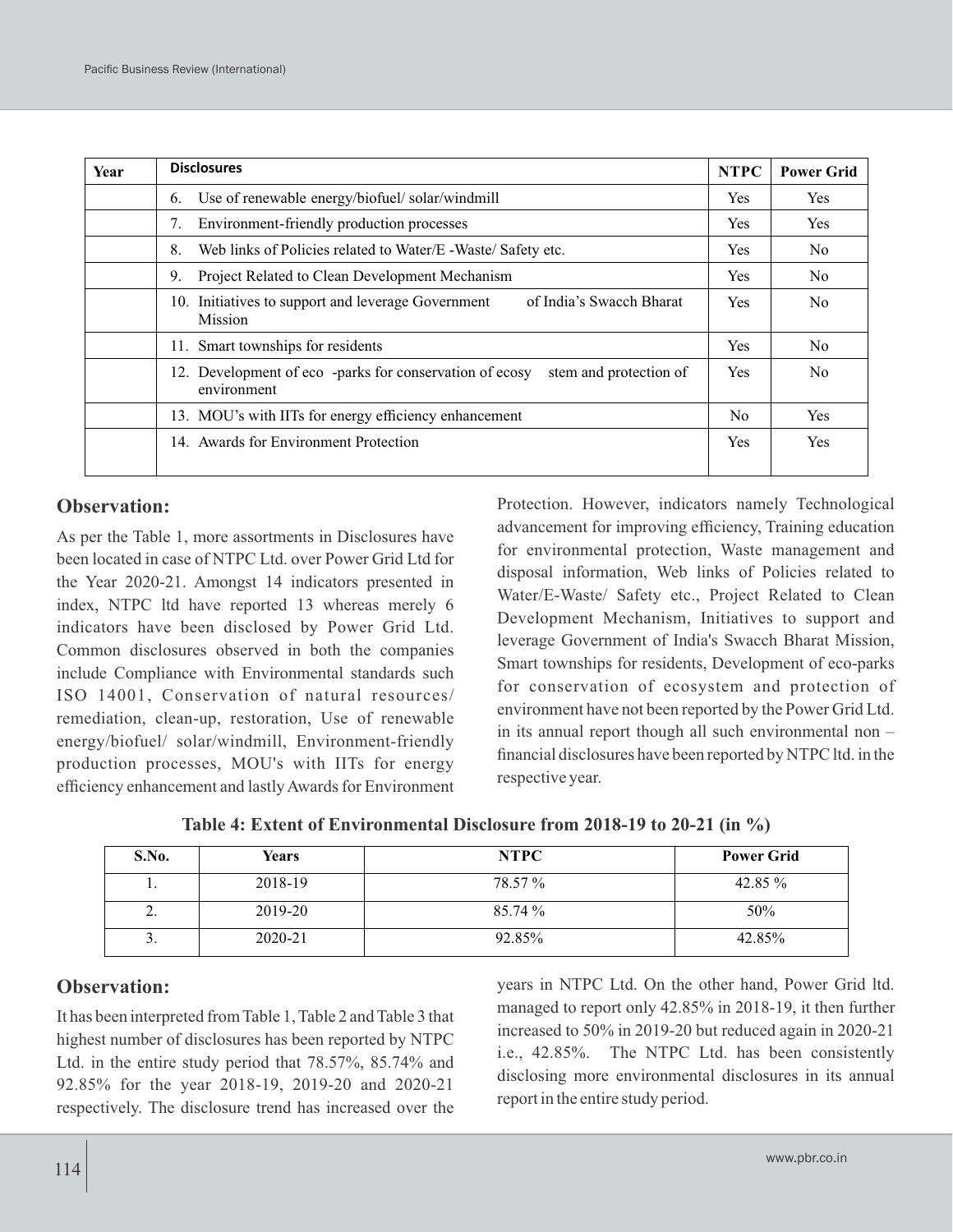| Year | Disclosures | NTPC | Power Grid |
|---|---|---|---|
| | 6. Use of renewable energy/biofuel/ solar/windmill | Yes | Yes |
| | 7. Environment-friendly production processes | Yes | Yes |
| | 8. Web links of Policies related to Water/E -Waste/ Safety etc. | Yes | No |
| | 9. Project Related to Clean Development Mechanism | Yes | No |
| | 10. Initiatives to support and leverage Government of India's Swacch Bharat Mission | Yes | No |
| | 11. Smart townships for residents | Yes | No |
| | 12. Development of eco -parks for conservation of ecosy stem and protection of environment | Yes | No |
| | 13. MOU's with IITs for energy efficiency enhancement | No | Yes |
| | 14. Awards for Environment Protection | Yes | Yes |

## Observation:

As per the Table 1, more assortments in Disclosures have been located in case of NTPC Ltd. over Power Grid Ltd for the Year 2020-21. Amongst 14 indicators presented in index, NTPC ltd have reported 13 whereas merely 6 indicators have been disclosed by Power Grid Ltd. Common disclosures observed in both the companies include Compliance with Environmental standards such ISO 14001, Conservation of natural resources/ remediation, clean-up, restoration, Use of renewable energy/biofuel/ solar/windmill, Environment-friendly production processes, MOU's with IITs for energy efficiency enhancement and lastly Awards for Environment Protection. However, indicators namely Technological advancement for improving efficiency, Training education for environmental protection, Waste management and disposal information, Web links of Policies related to Water/E-Waste/ Safety etc., Project Related to Clean Development Mechanism, Initiatives to support and leverage Government of India's Swacch Bharat Mission, Smart townships for residents, Development of eco-parks for conservation of ecosystem and protection of environment have not been reported by the Power Grid Ltd. in its annual report though all such environmental non – financial disclosures have been reported by NTPC ltd. in the respective year.

**Table 4: Extent of Environmental Disclosure from 2018-19 to 20-21 (in %)**

| S.No. | Years | NTPC | Power Grid |
|---|---|---|---|
| 1. | 2018-19 | 78.57 % | 42.85 % |
| 2. | 2019-20 | 85.74 % | 50% |
| 3. | 2020-21 | 92.85% | 42.85% |

## Observation:

It has been interpreted from Table 1, Table 2 and Table 3 that highest number of disclosures has been reported by NTPC Ltd. in the entire study period that 78.57%, 85.74% and 92.85% for the year 2018-19, 2019-20 and 2020-21 respectively. The disclosure trend has increased over the years in NTPC Ltd. On the other hand, Power Grid ltd. managed to report only 42.85% in 2018-19, it then further increased to 50% in 2019-20 but reduced again in 2020-21 i.e., 42.85%. The NTPC Ltd. has been consistently disclosing more environmental disclosures in its annual report in the entire study period.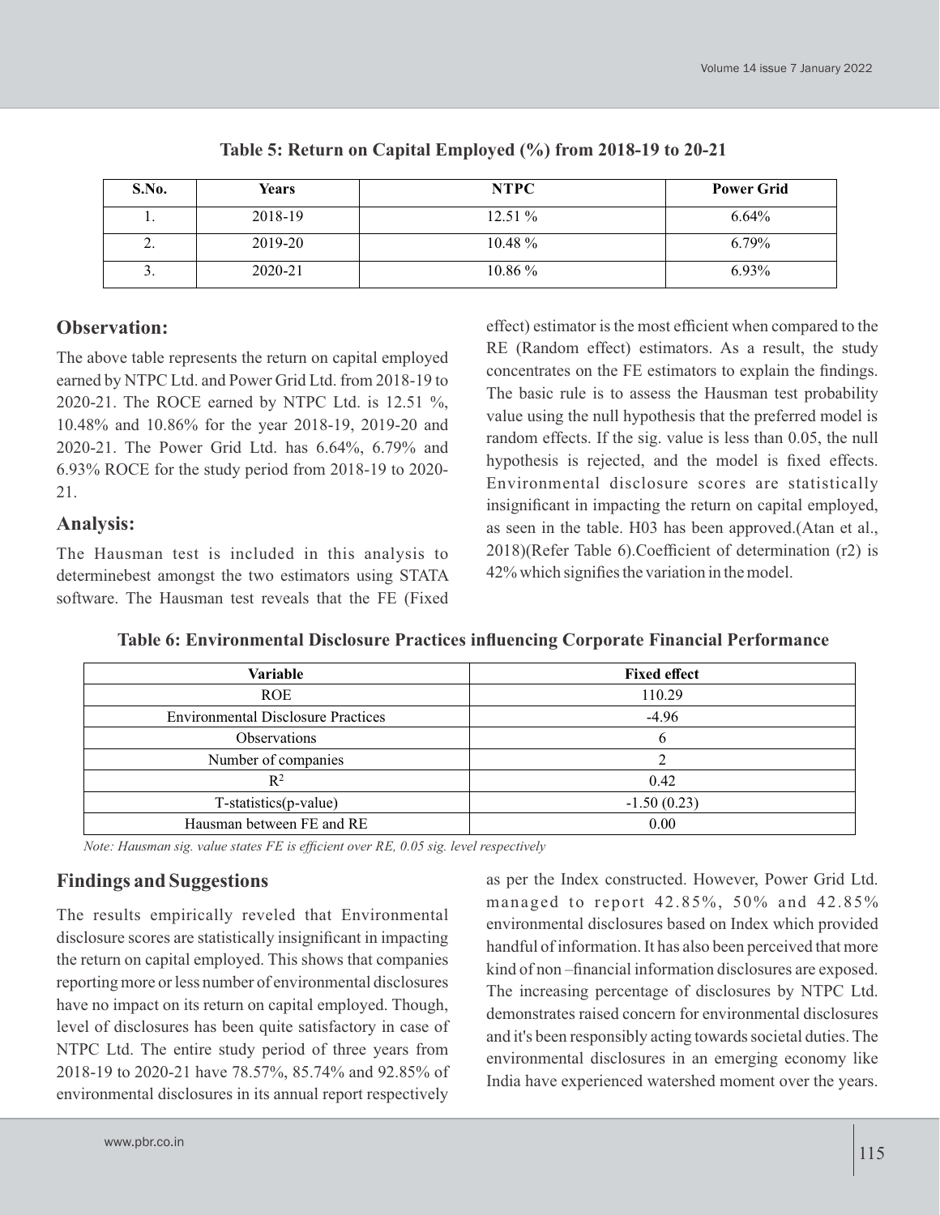**Table 5: Return on Capital Employed (%) from 2018-19 to 20-21**

| S.No. | Years | NTPC | Power Grid |
|---|---|---|---|
| 1. | 2018-19 | 12.51 % | 6.64% |
| 2. | 2019-20 | 10.48 % | 6.79% |
| 3. | 2020-21 | 10.86 % | 6.93% |

## Observation:

The above table represents the return on capital employed earned by NTPC Ltd. and Power Grid Ltd. from 2018-19 to 2020-21. The ROCE earned by NTPC Ltd. is 12.51 %, 10.48% and 10.86% for the year 2018-19, 2019-20 and 2020-21. The Power Grid Ltd. has 6.64%, 6.79% and 6.93% ROCE for the study period from 2018-19 to 2020-21.

## Analysis:

The Hausman test is included in this analysis to determinebest amongst the two estimators using STATA software. The Hausman test reveals that the FE (Fixed effect) estimator is the most efficient when compared to the RE (Random effect) estimators. As a result, the study concentrates on the FE estimators to explain the findings. The basic rule is to assess the Hausman test probability value using the null hypothesis that the preferred model is random effects. If the sig. value is less than 0.05, the null hypothesis is rejected, and the model is fixed effects. Environmental disclosure scores are statistically insignificant in impacting the return on capital employed, as seen in the table. H03 has been approved.(Atan et al., 2018)(Refer Table 6).Coefficient of determination (r2) is 42% which signifies the variation in the model.

**Table 6: Environmental Disclosure Practices influencing Corporate Financial Performance**

| Variable | Fixed effect |
|---|---|
| ROE | 110.29 |
| Environmental Disclosure Practices | -4.96 |
| Observations | 6 |
| Number of companies | 2 |
| $R^2$ | 0.42 |
| T-statistics(p-value) | -1.50 (0.23) |
| Hausman between FE and RE | 0.00 |

*Note: Hausman sig. value states FE is efficient over RE, 0.05 sig. level respectively*

## Findings and Suggestions

The results empirically reveled that Environmental disclosure scores are statistically insignificant in impacting the return on capital employed. This shows that companies reporting more or less number of environmental disclosures have no impact on its return on capital employed. Though, level of disclosures has been quite satisfactory in case of NTPC Ltd. The entire study period of three years from 2018-19 to 2020-21 have 78.57%, 85.74% and 92.85% of environmental disclosures in its annual report respectively as per the Index constructed. However, Power Grid Ltd. managed to report 42.85%, 50% and 42.85% environmental disclosures based on Index which provided handful of information. It has also been perceived that more kind of non –financial information disclosures are exposed. The increasing percentage of disclosures by NTPC Ltd. demonstrates raised concern for environmental disclosures and it's been responsibly acting towards societal duties. The environmental disclosures in an emerging economy like India have experienced watershed moment over the years.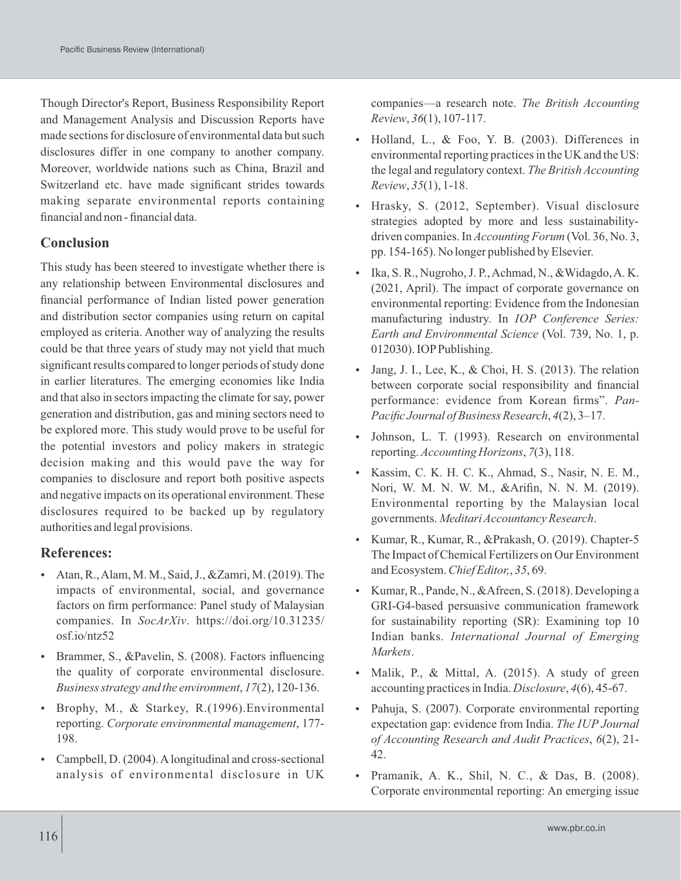Though Director's Report, Business Responsibility Report and Management Analysis and Discussion Reports have made sections for disclosure of environmental data but such disclosures differ in one company to another company. Moreover, worldwide nations such as China, Brazil and Switzerland etc. have made significant strides towards making separate environmental reports containing financial and non - financial data.

## Conclusion

This study has been steered to investigate whether there is any relationship between Environmental disclosures and financial performance of Indian listed power generation and distribution sector companies using return on capital employed as criteria. Another way of analyzing the results could be that three years of study may not yield that much significant results compared to longer periods of study done in earlier literatures. The emerging economies like India and that also in sectors impacting the climate for say, power generation and distribution, gas and mining sectors need to be explored more. This study would prove to be useful for the potential investors and policy makers in strategic decision making and this would pave the way for companies to disclosure and report both positive aspects and negative impacts on its operational environment. These disclosures required to be backed up by regulatory authorities and legal provisions.

## References:

- Atan, R., Alam, M. M., Said, J., &Zamri, M. (2019). The impacts of environmental, social, and governance factors on firm performance: Panel study of Malaysian companies. In *SocArXiv*. https://doi.org/10.31235/osf.io/ntz52
- Brammer, S., &Pavelin, S. (2008). Factors influencing the quality of corporate environmental disclosure. *Business strategy and the environment*, *17*(2), 120-136.
- Brophy, M., & Starkey, R.(1996).Environmental reporting. *Corporate environmental management*, 177-198.
- Campbell, D. (2004). A longitudinal and cross-sectional analysis of environmental disclosure in UK companies—a research note. *The British Accounting Review*, *36*(1), 107-117.
- Holland, L., & Foo, Y. B. (2003). Differences in environmental reporting practices in the UK and the US: the legal and regulatory context. *The British Accounting Review*, *35*(1), 1-18.
- Hrasky, S. (2012, September). Visual disclosure strategies adopted by more and less sustainability-driven companies. In *Accounting Forum* (Vol. 36, No. 3, pp. 154-165). No longer published by Elsevier.
- Ika, S. R., Nugroho, J. P., Achmad, N., &Widagdo, A. K. (2021, April). The impact of corporate governance on environmental reporting: Evidence from the Indonesian manufacturing industry. In *IOP Conference Series: Earth and Environmental Science* (Vol. 739, No. 1, p. 012030). IOP Publishing.
- Jang, J. I., Lee, K., & Choi, H. S. (2013). The relation between corporate social responsibility and financial performance: evidence from Korean firms". *Pan-Pacific Journal of Business Research*, *4*(2), 3–17.
- Johnson, L. T. (1993). Research on environmental reporting. *Accounting Horizons*, *7*(3), 118.
- Kassim, C. K. H. C. K., Ahmad, S., Nasir, N. E. M., Nori, W. M. N. W. M., &Arifin, N. N. M. (2019). Environmental reporting by the Malaysian local governments. *Meditari Accountancy Research*.
- Kumar, R., Kumar, R., &Prakash, O. (2019). Chapter-5 The Impact of Chemical Fertilizers on Our Environment and Ecosystem. *Chief Editor,*, *35*, 69.
- Kumar, R., Pande, N., &Afreen, S. (2018). Developing a GRI-G4-based persuasive communication framework for sustainability reporting (SR): Examining top 10 Indian banks. *International Journal of Emerging Markets*.
- Malik, P., & Mittal, A. (2015). A study of green accounting practices in India. *Disclosure*, *4*(6), 45-67.
- Pahuja, S. (2007). Corporate environmental reporting expectation gap: evidence from India. *The IUP Journal of Accounting Research and Audit Practices*, *6*(2), 21-42.
- Pramanik, A. K., Shil, N. C., & Das, B. (2008). Corporate environmental reporting: An emerging issue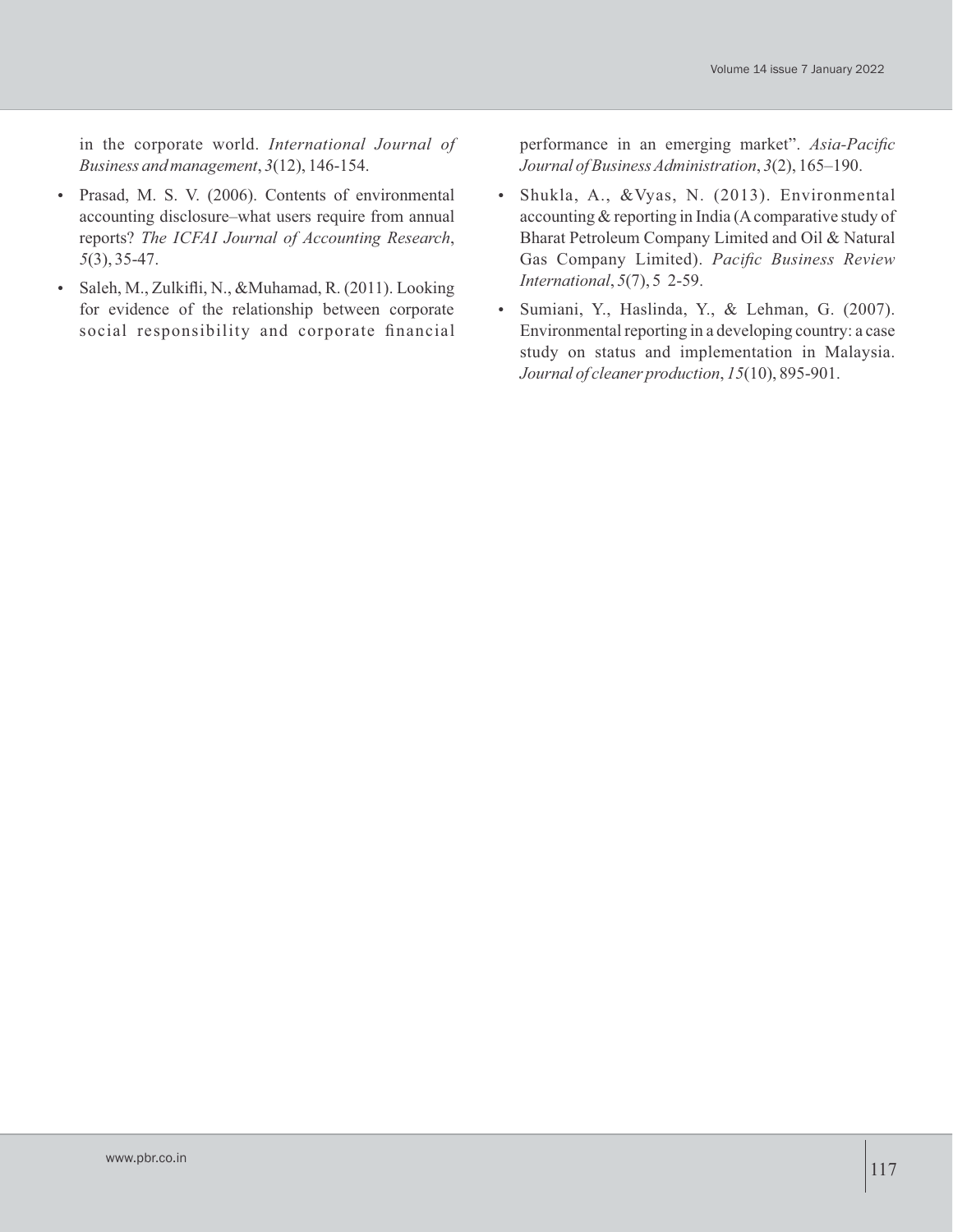in the corporate world. *International Journal of Business and management*, *3*(12), 146-154.

- Prasad, M. S. V. (2006). Contents of environmental accounting disclosure–what users require from annual reports? *The ICFAI Journal of Accounting Research*, *5*(3), 35-47.
- Saleh, M., Zulkifli, N., &Muhamad, R. (2011). Looking for evidence of the relationship between corporate social responsibility and corporate financial performance in an emerging market". *Asia-Pacific Journal of Business Administration*, *3*(2), 165–190.
- Shukla, A., &Vyas, N. (2013). Environmental accounting & reporting in India (A comparative study of Bharat Petroleum Company Limited and Oil & Natural Gas Company Limited). *Pacific Business Review International*, *5*(7), 5 2-59.
- Sumiani, Y., Haslinda, Y., & Lehman, G. (2007). Environmental reporting in a developing country: a case study on status and implementation in Malaysia. *Journal of cleaner production*, *15*(10), 895-901.